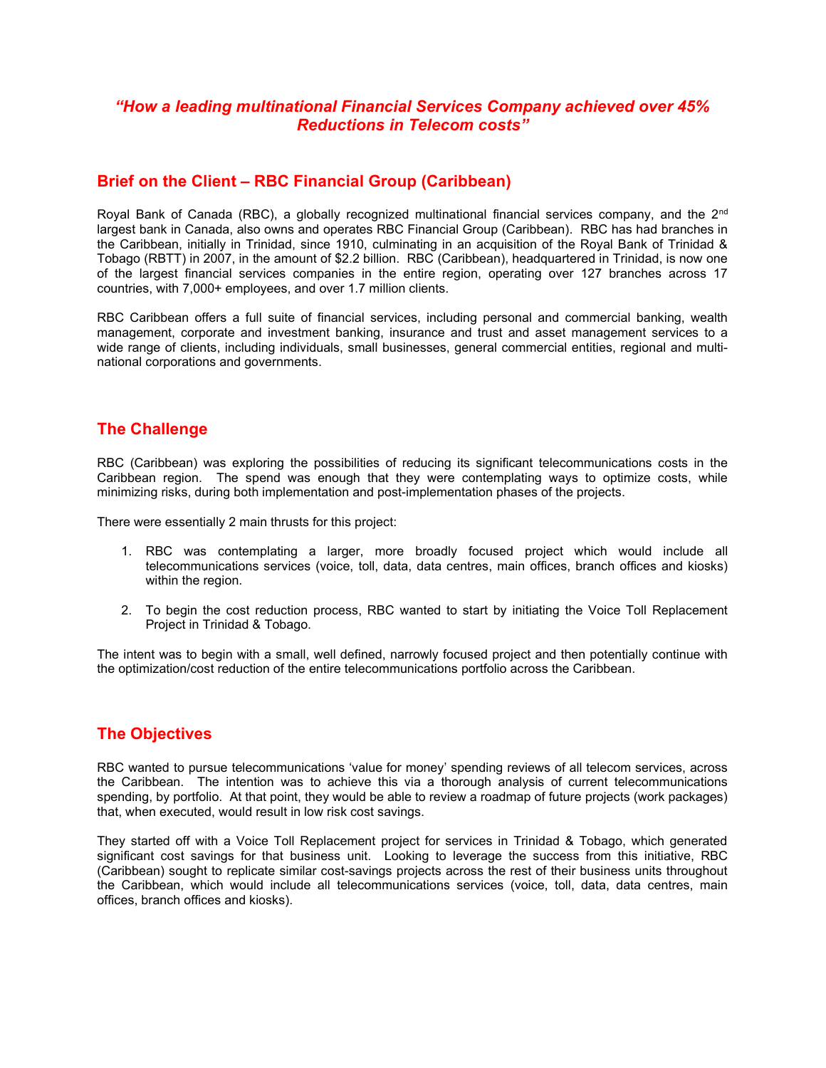# *"How a leading multinational Financial Services Company achieved over 45% Reductions in Telecom costs"*

## Brief on the Client – RBC Financial Group (Caribbean)

Royal Bank of Canada (RBC), a globally recognized multinational financial services company, and the 2nd largest bank in Canada, also owns and operates RBC Financial Group (Caribbean). RBC has had branches in the Caribbean, initially in Trinidad, since 1910, culminating in an acquisition of the Royal Bank of Trinidad & Tobago (RBTT) in 2007, in the amount of $2.2 billion. RBC (Caribbean), headquartered in Trinidad, is now one of the largest financial services companies in the entire region, operating over 127 branches across 17 countries, with 7,000+ employees, and over 1.7 million clients.

RBC Caribbean offers a full suite of financial services, including personal and commercial banking, wealth management, corporate and investment banking, insurance and trust and asset management services to a wide range of clients, including individuals, small businesses, general commercial entities, regional and multi-national corporations and governments.

## The Challenge

RBC (Caribbean) was exploring the possibilities of reducing its significant telecommunications costs in the Caribbean region. The spend was enough that they were contemplating ways to optimize costs, while minimizing risks, during both implementation and post-implementation phases of the projects.

There were essentially 2 main thrusts for this project:

1. RBC was contemplating a larger, more broadly focused project which would include all telecommunications services (voice, toll, data, data centres, main offices, branch offices and kiosks) within the region.
2. To begin the cost reduction process, RBC wanted to start by initiating the Voice Toll Replacement Project in Trinidad & Tobago.

The intent was to begin with a small, well defined, narrowly focused project and then potentially continue with the optimization/cost reduction of the entire telecommunications portfolio across the Caribbean.

## The Objectives

RBC wanted to pursue telecommunications 'value for money' spending reviews of all telecom services, across the Caribbean. The intention was to achieve this via a thorough analysis of current telecommunications spending, by portfolio. At that point, they would be able to review a roadmap of future projects (work packages) that, when executed, would result in low risk cost savings.

They started off with a Voice Toll Replacement project for services in Trinidad & Tobago, which generated significant cost savings for that business unit. Looking to leverage the success from this initiative, RBC (Caribbean) sought to replicate similar cost-savings projects across the rest of their business units throughout the Caribbean, which would include all telecommunications services (voice, toll, data, data centres, main offices, branch offices and kiosks).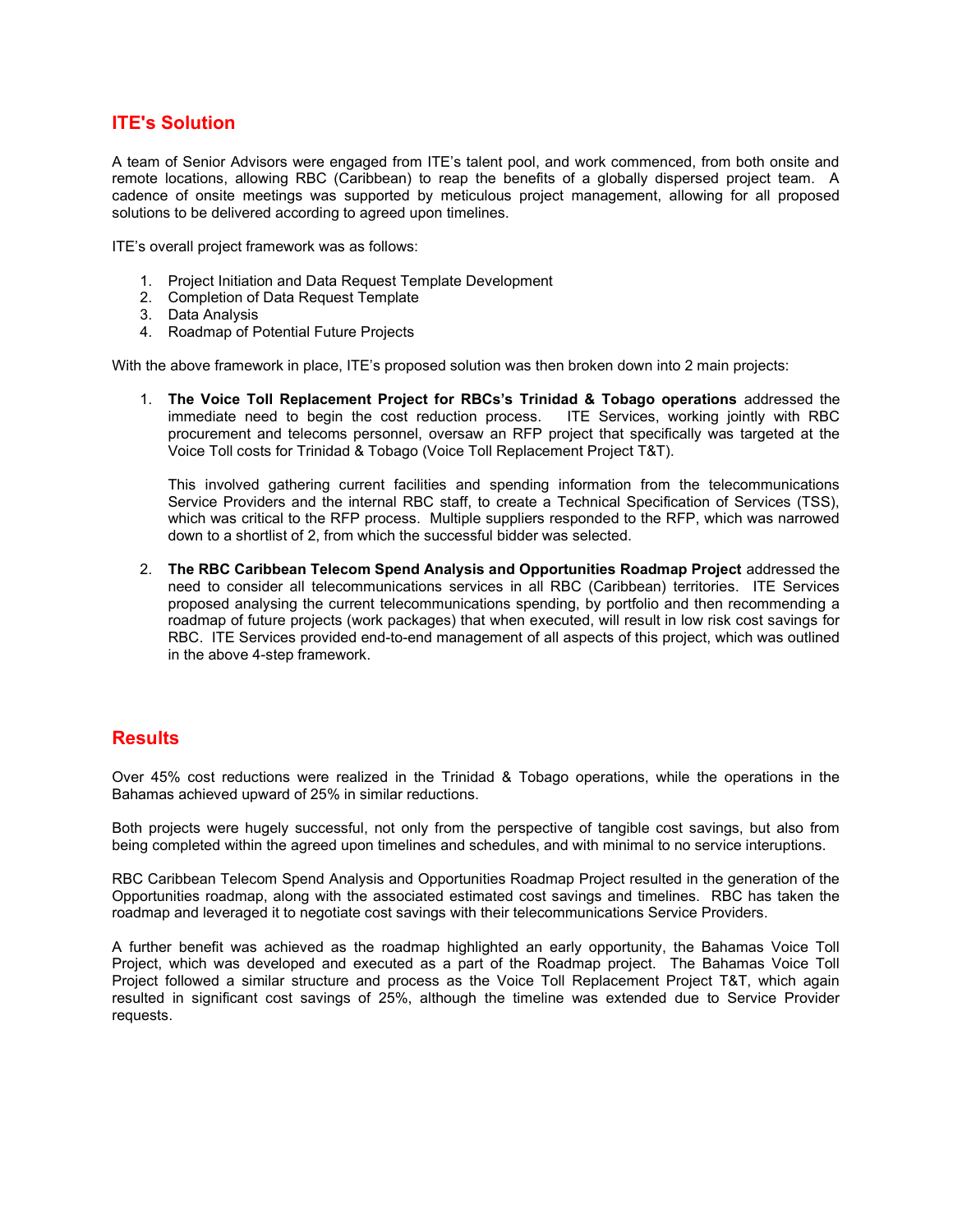## ITE's Solution

A team of Senior Advisors were engaged from ITE's talent pool, and work commenced, from both onsite and remote locations, allowing RBC (Caribbean) to reap the benefits of a globally dispersed project team. A cadence of onsite meetings was supported by meticulous project management, allowing for all proposed solutions to be delivered according to agreed upon timelines.

ITE's overall project framework was as follows:

1. Project Initiation and Data Request Template Development
2. Completion of Data Request Template
3. Data Analysis
4. Roadmap of Potential Future Projects

With the above framework in place, ITE's proposed solution was then broken down into 2 main projects:

1. **The Voice Toll Replacement Project for RBCs's Trinidad & Tobago operations** addressed the immediate need to begin the cost reduction process. ITE Services, working jointly with RBC procurement and telecoms personnel, oversaw an RFP project that specifically was targeted at the Voice Toll costs for Trinidad & Tobago (Voice Toll Replacement Project T&T).

   This involved gathering current facilities and spending information from the telecommunications Service Providers and the internal RBC staff, to create a Technical Specification of Services (TSS), which was critical to the RFP process. Multiple suppliers responded to the RFP, which was narrowed down to a shortlist of 2, from which the successful bidder was selected.

2. **The RBC Caribbean Telecom Spend Analysis and Opportunities Roadmap Project** addressed the need to consider all telecommunications services in all RBC (Caribbean) territories. ITE Services proposed analysing the current telecommunications spending, by portfolio and then recommending a roadmap of future projects (work packages) that when executed, will result in low risk cost savings for RBC. ITE Services provided end-to-end management of all aspects of this project, which was outlined in the above 4-step framework.

## Results

Over 45% cost reductions were realized in the Trinidad & Tobago operations, while the operations in the Bahamas achieved upward of 25% in similar reductions.

Both projects were hugely successful, not only from the perspective of tangible cost savings, but also from being completed within the agreed upon timelines and schedules, and with minimal to no service interuptions.

RBC Caribbean Telecom Spend Analysis and Opportunities Roadmap Project resulted in the generation of the Opportunities roadmap, along with the associated estimated cost savings and timelines. RBC has taken the roadmap and leveraged it to negotiate cost savings with their telecommunications Service Providers.

A further benefit was achieved as the roadmap highlighted an early opportunity, the Bahamas Voice Toll Project, which was developed and executed as a part of the Roadmap project. The Bahamas Voice Toll Project followed a similar structure and process as the Voice Toll Replacement Project T&T, which again resulted in significant cost savings of 25%, although the timeline was extended due to Service Provider requests.